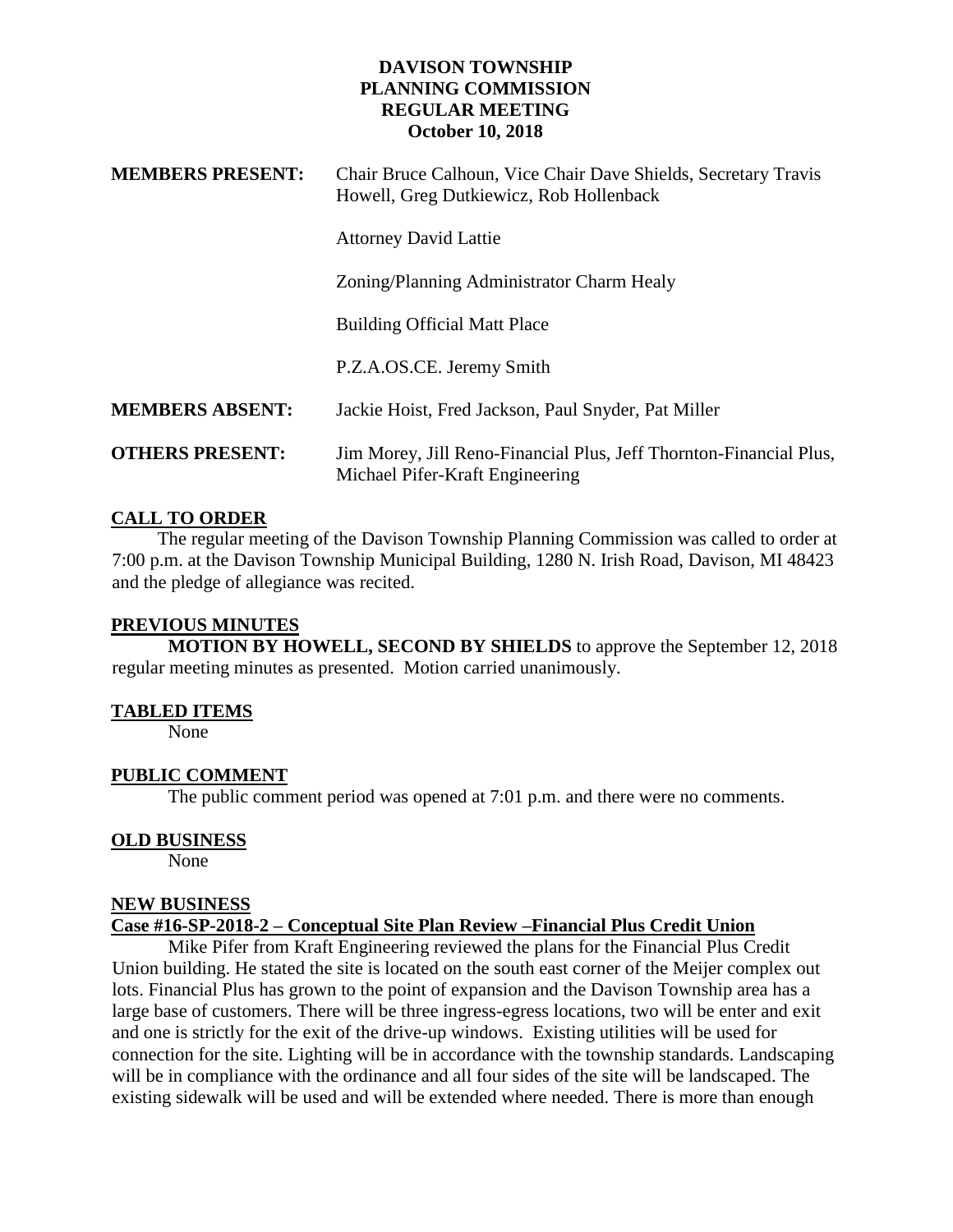# DAVISON TOWNSHIP
## PLANNING COMMISSION
## REGULAR MEETING
## October 10, 2018

**MEMBERS PRESENT:** Chair Bruce Calhoun, Vice Chair Dave Shields, Secretary Travis Howell, Greg Dutkiewicz, Rob Hollenback

Attorney David Lattie

Zoning/Planning Administrator Charm Healy

Building Official Matt Place

P.Z.A.OS.CE. Jeremy Smith

**MEMBERS ABSENT:** Jackie Hoist, Fred Jackson, Paul Snyder, Pat Miller

**OTHERS PRESENT:** Jim Morey, Jill Reno-Financial Plus, Jeff Thornton-Financial Plus, Michael Pifer-Kraft Engineering

**CALL TO ORDER**

The regular meeting of the Davison Township Planning Commission was called to order at 7:00 p.m. at the Davison Township Municipal Building, 1280 N. Irish Road, Davison, MI 48423 and the pledge of allegiance was recited.

**PREVIOUS MINUTES**

**MOTION BY HOWELL, SECOND BY SHIELDS** to approve the September 12, 2018 regular meeting minutes as presented. Motion carried unanimously.

**TABLED ITEMS**

None

**PUBLIC COMMENT**

The public comment period was opened at 7:01 p.m. and there were no comments.

**OLD BUSINESS**

None

**NEW BUSINESS**

**Case #16-SP-2018-2 – Conceptual Site Plan Review –Financial Plus Credit Union**

Mike Pifer from Kraft Engineering reviewed the plans for the Financial Plus Credit Union building. He stated the site is located on the south east corner of the Meijer complex out lots. Financial Plus has grown to the point of expansion and the Davison Township area has a large base of customers. There will be three ingress-egress locations, two will be enter and exit and one is strictly for the exit of the drive-up windows. Existing utilities will be used for connection for the site. Lighting will be in accordance with the township standards. Landscaping will be in compliance with the ordinance and all four sides of the site will be landscaped. The existing sidewalk will be used and will be extended where needed. There is more than enough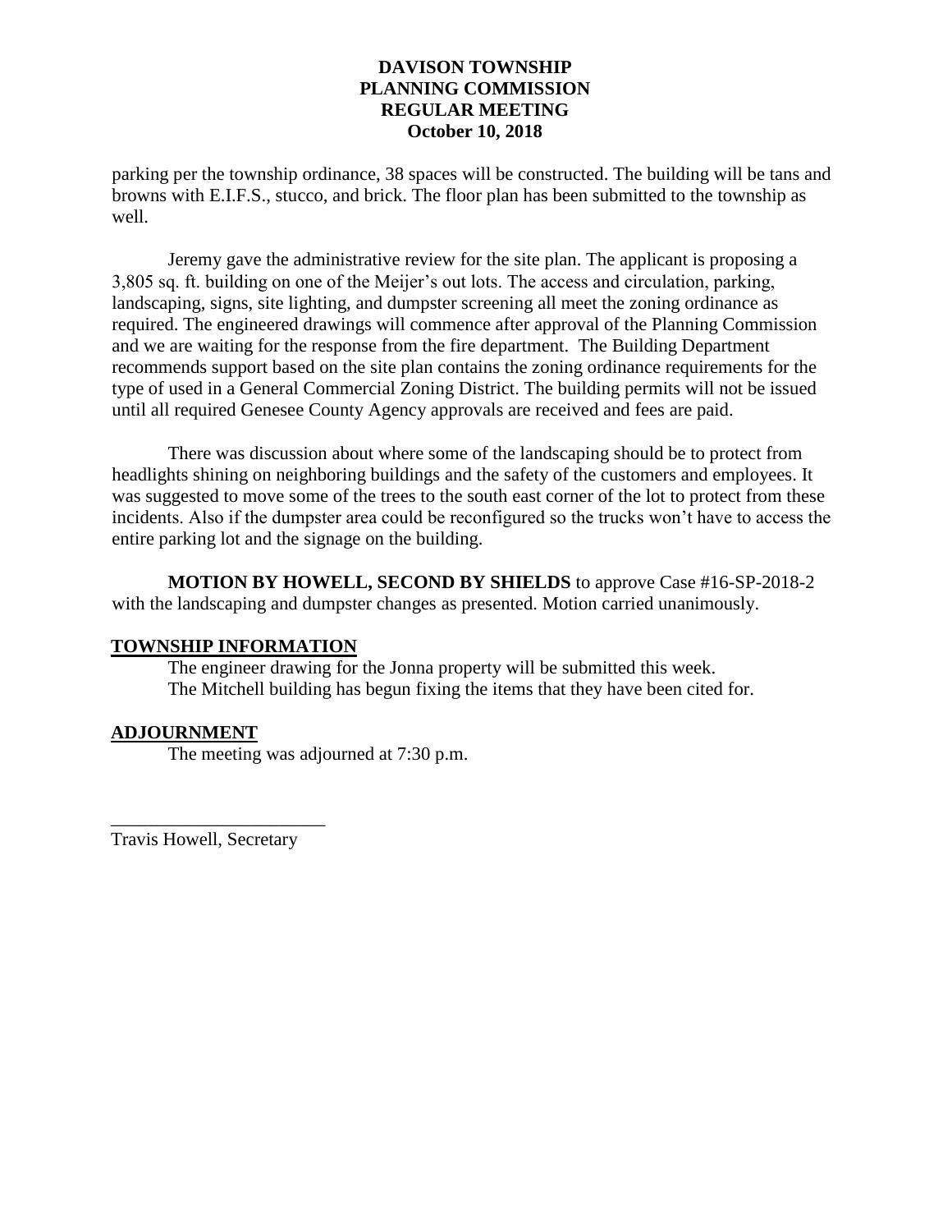parking per the township ordinance, 38 spaces will be constructed. The building will be tans and browns with E.I.F.S., stucco, and brick. The floor plan has been submitted to the township as well.

Jeremy gave the administrative review for the site plan. The applicant is proposing a 3,805 sq. ft. building on one of the Meijer's out lots. The access and circulation, parking, landscaping, signs, site lighting, and dumpster screening all meet the zoning ordinance as required. The engineered drawings will commence after approval of the Planning Commission and we are waiting for the response from the fire department. The Building Department recommends support based on the site plan contains the zoning ordinance requirements for the type of used in a General Commercial Zoning District. The building permits will not be issued until all required Genesee County Agency approvals are received and fees are paid.

There was discussion about where some of the landscaping should be to protect from headlights shining on neighboring buildings and the safety of the customers and employees. It was suggested to move some of the trees to the south east corner of the lot to protect from these incidents. Also if the dumpster area could be reconfigured so the trucks won't have to access the entire parking lot and the signage on the building.

**MOTION BY HOWELL, SECOND BY SHIELDS** to approve Case #16-SP-2018-2 with the landscaping and dumpster changes as presented. Motion carried unanimously.

## TOWNSHIP INFORMATION

The engineer drawing for the Jonna property will be submitted this week.
The Mitchell building has begun fixing the items that they have been cited for.

## ADJOURNMENT

The meeting was adjourned at 7:30 p.m.

______________________
Travis Howell, Secretary